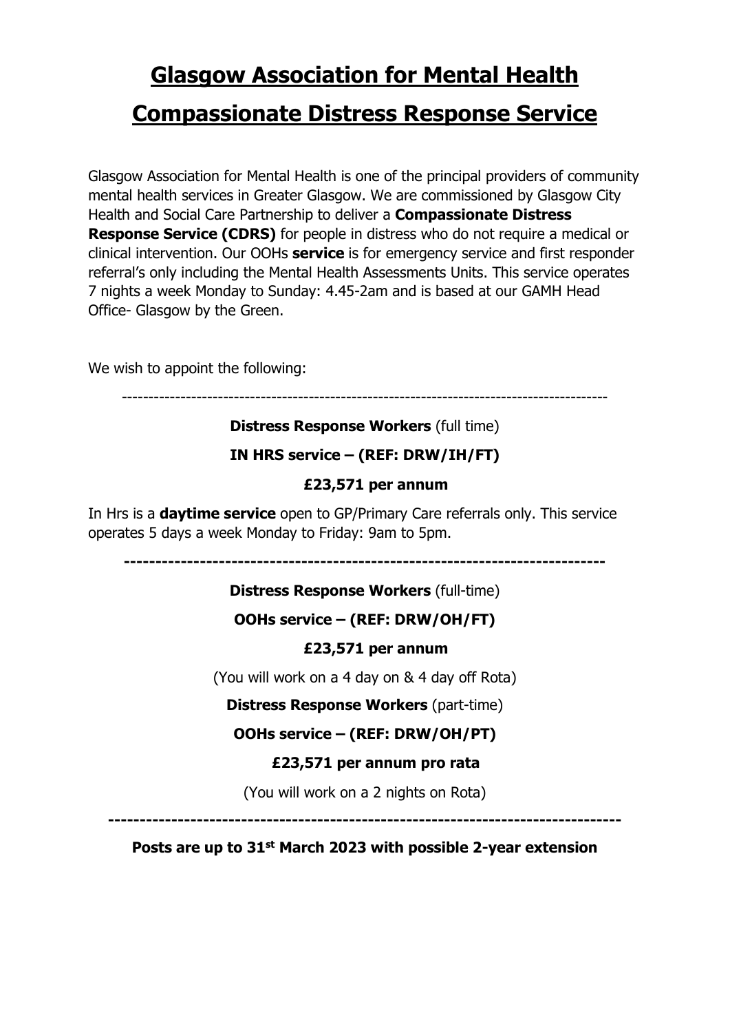# Glasgow Association for Mental Health

# Compassionate Distress Response Service

Glasgow Association for Mental Health is one of the principal providers of community mental health services in Greater Glasgow. We are commissioned by Glasgow City Health and Social Care Partnership to deliver a **Compassionate Distress Response Service (CDRS)** for people in distress who do not require a medical or clinical intervention. Our OOHs **service** is for emergency service and first responder referral's only including the Mental Health Assessments Units. This service operates 7 nights a week Monday to Sunday: 4.45-2am and is based at our GAMH Head Office- Glasgow by the Green.

We wish to appoint the following:

---

**Distress Response Workers** (full time)

**IN HRS service – (REF: DRW/IH/FT)**

**£23,571 per annum**

In Hrs is a **daytime service** open to GP/Primary Care referrals only. This service operates 5 days a week Monday to Friday: 9am to 5pm.

---

**Distress Response Workers** (full-time)

**OOHs service – (REF: DRW/OH/FT)**

**£23,571 per annum**

(You will work on a 4 day on & 4 day off Rota)

**Distress Response Workers** (part-time)

**OOHs service – (REF: DRW/OH/PT)**

**£23,571 per annum pro rata**

(You will work on a 2 nights on Rota)

---

**Posts are up to 31st March 2023 with possible 2-year extension**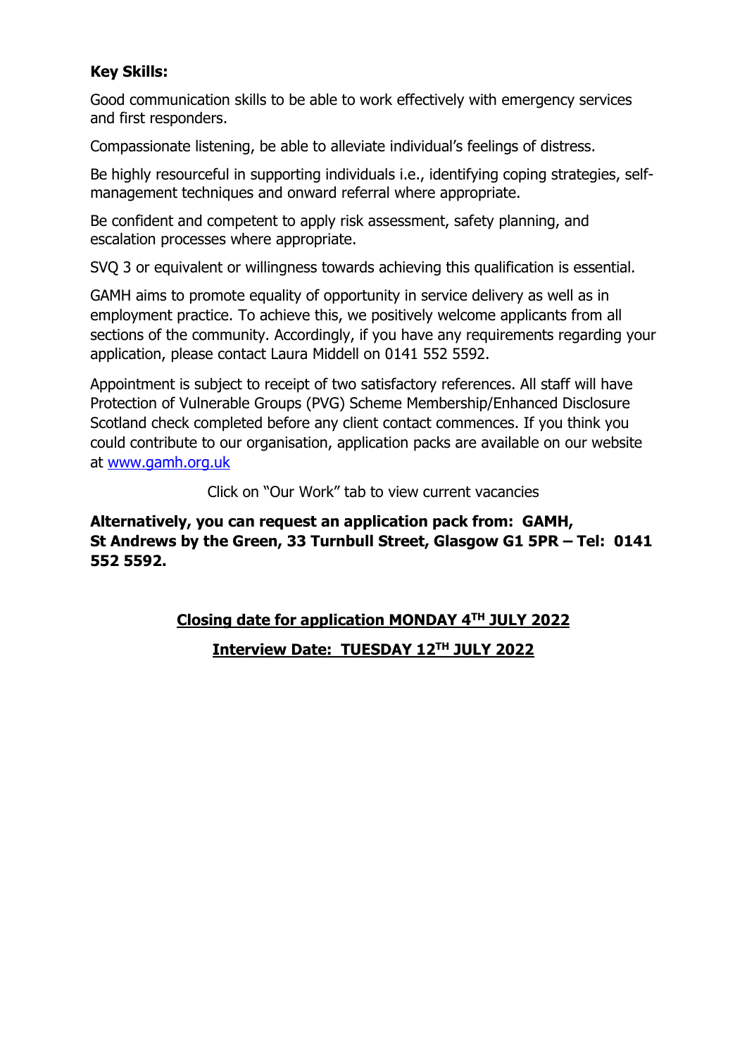**Key Skills:**

Good communication skills to be able to work effectively with emergency services and first responders.

Compassionate listening, be able to alleviate individual's feelings of distress.

Be highly resourceful in supporting individuals i.e., identifying coping strategies, self-management techniques and onward referral where appropriate.

Be confident and competent to apply risk assessment, safety planning, and escalation processes where appropriate.

SVQ 3 or equivalent or willingness towards achieving this qualification is essential.

GAMH aims to promote equality of opportunity in service delivery as well as in employment practice. To achieve this, we positively welcome applicants from all sections of the community. Accordingly, if you have any requirements regarding your application, please contact Laura Middell on 0141 552 5592.

Appointment is subject to receipt of two satisfactory references. All staff will have Protection of Vulnerable Groups (PVG) Scheme Membership/Enhanced Disclosure Scotland check completed before any client contact commences. If you think you could contribute to our organisation, application packs are available on our website at [www.gamh.org.uk](http://www.gamh.org.uk)

Click on "Our Work" tab to view current vacancies

**Alternatively, you can request an application pack from: GAMH, St Andrews by the Green, 33 Turnbull Street, Glasgow G1 5PR – Tel: 0141 552 5592.**

**Closing date for application MONDAY 4TH JULY 2022**

**Interview Date: TUESDAY 12TH JULY 2022**